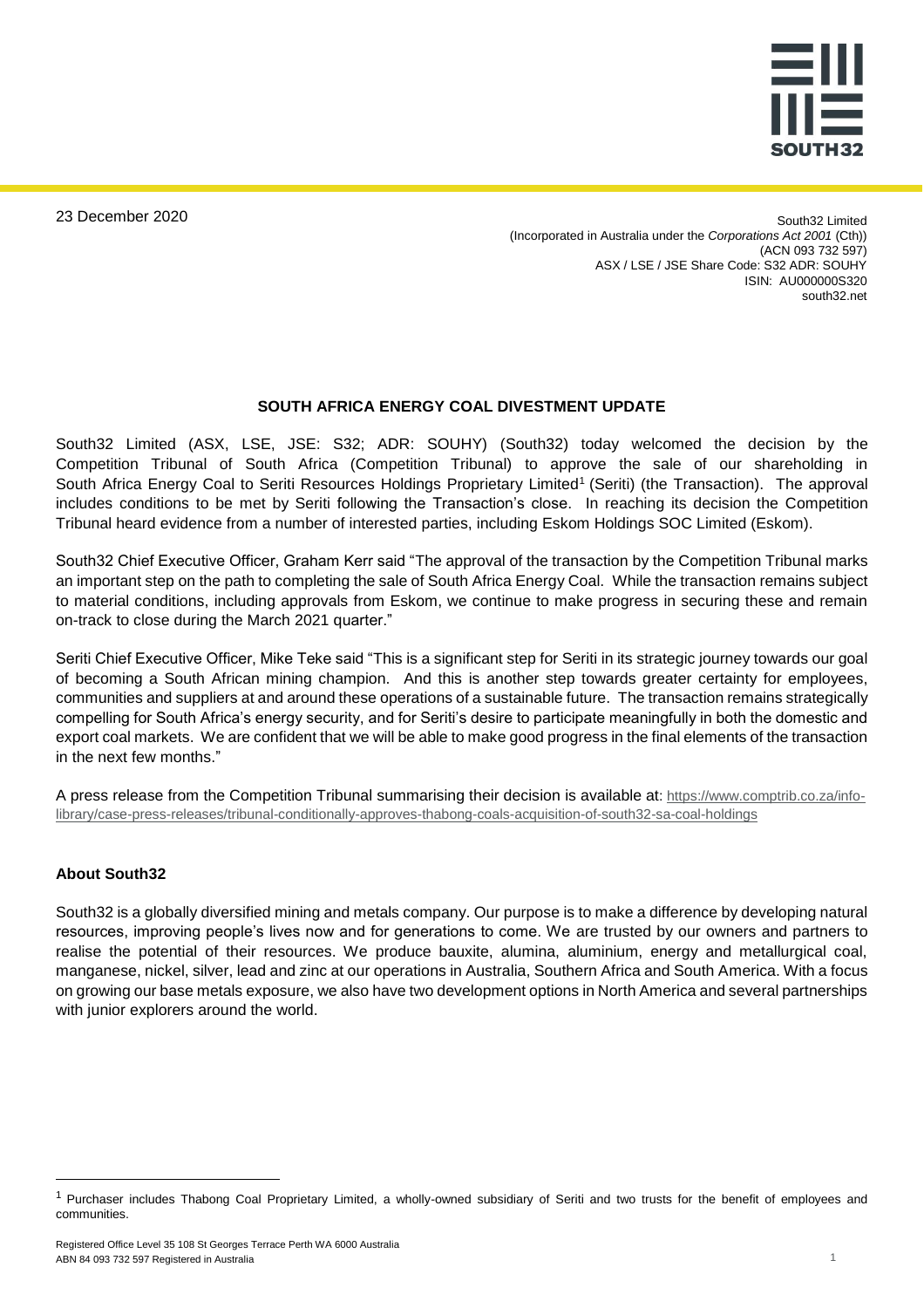23 December 2020

South32 Limited
(Incorporated in Australia under the *Corporations Act 2001* (Cth))
(ACN 093 732 597)
ASX / LSE / JSE Share Code: S32 ADR: SOUHY
ISIN: AU000000S320
south32.net

## SOUTH AFRICA ENERGY COAL DIVESTMENT UPDATE

South32 Limited (ASX, LSE, JSE: S32; ADR: SOUHY) (South32) today welcomed the decision by the Competition Tribunal of South Africa (Competition Tribunal) to approve the sale of our shareholding in South Africa Energy Coal to Seriti Resources Holdings Proprietary Limited[1] (Seriti) (the Transaction). The approval includes conditions to be met by Seriti following the Transaction's close. In reaching its decision the Competition Tribunal heard evidence from a number of interested parties, including Eskom Holdings SOC Limited (Eskom).

South32 Chief Executive Officer, Graham Kerr said "The approval of the transaction by the Competition Tribunal marks an important step on the path to completing the sale of South Africa Energy Coal. While the transaction remains subject to material conditions, including approvals from Eskom, we continue to make progress in securing these and remain on-track to close during the March 2021 quarter."

Seriti Chief Executive Officer, Mike Teke said "This is a significant step for Seriti in its strategic journey towards our goal of becoming a South African mining champion. And this is another step towards greater certainty for employees, communities and suppliers at and around these operations of a sustainable future. The transaction remains strategically compelling for South Africa's energy security, and for Seriti's desire to participate meaningfully in both the domestic and export coal markets. We are confident that we will be able to make good progress in the final elements of the transaction in the next few months."

A press release from the Competition Tribunal summarising their decision is available at: https://www.comptrib.co.za/info-library/case-press-releases/tribunal-conditionally-approves-thabong-coals-acquisition-of-south32-sa-coal-holdings

### About South32

South32 is a globally diversified mining and metals company. Our purpose is to make a difference by developing natural resources, improving people's lives now and for generations to come. We are trusted by our owners and partners to realise the potential of their resources. We produce bauxite, alumina, aluminium, energy and metallurgical coal, manganese, nickel, silver, lead and zinc at our operations in Australia, Southern Africa and South America. With a focus on growing our base metals exposure, we also have two development options in North America and several partnerships with junior explorers around the world.

[1] Purchaser includes Thabong Coal Proprietary Limited, a wholly-owned subsidiary of Seriti and two trusts for the benefit of employees and communities.

Registered Office Level 35 108 St Georges Terrace Perth WA 6000 Australia
ABN 84 093 732 597 Registered in Australia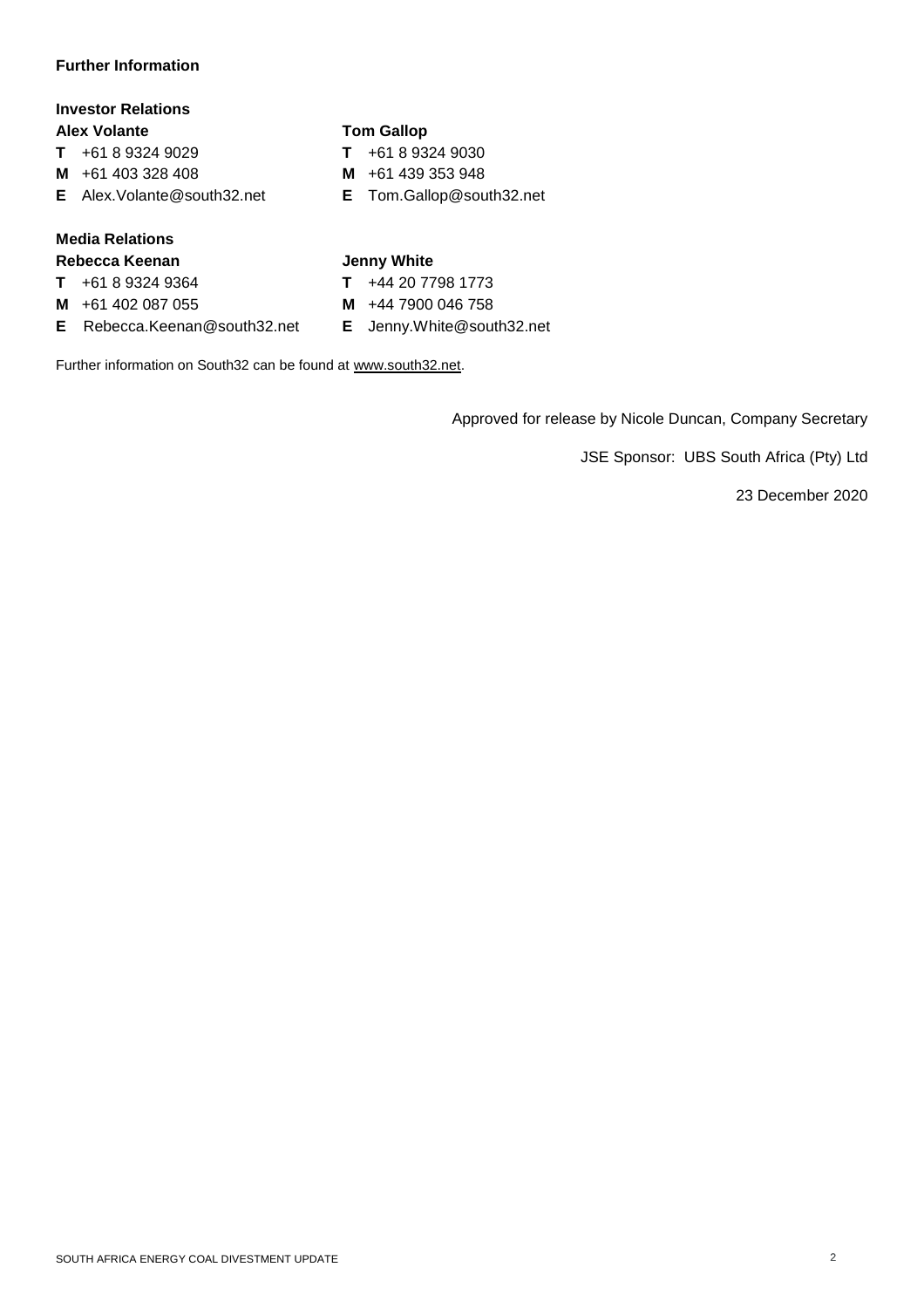**Further Information**

**Investor Relations**

**Alex Volante**

**T** +61 8 9324 9029

**M** +61 403 328 408

**E** Alex.Volante@south32.net

**Tom Gallop**

**T** +61 8 9324 9030

**M** +61 439 353 948

**E** Tom.Gallop@south32.net

**Media Relations**

**Rebecca Keenan**

**T** +61 8 9324 9364

**M** +61 402 087 055

**E** Rebecca.Keenan@south32.net

**Jenny White**

**T** +44 20 7798 1773

**M** +44 7900 046 758

**E** Jenny.White@south32.net

Further information on South32 can be found at www.south32.net.

Approved for release by Nicole Duncan, Company Secretary

JSE Sponsor: UBS South Africa (Pty) Ltd

23 December 2020